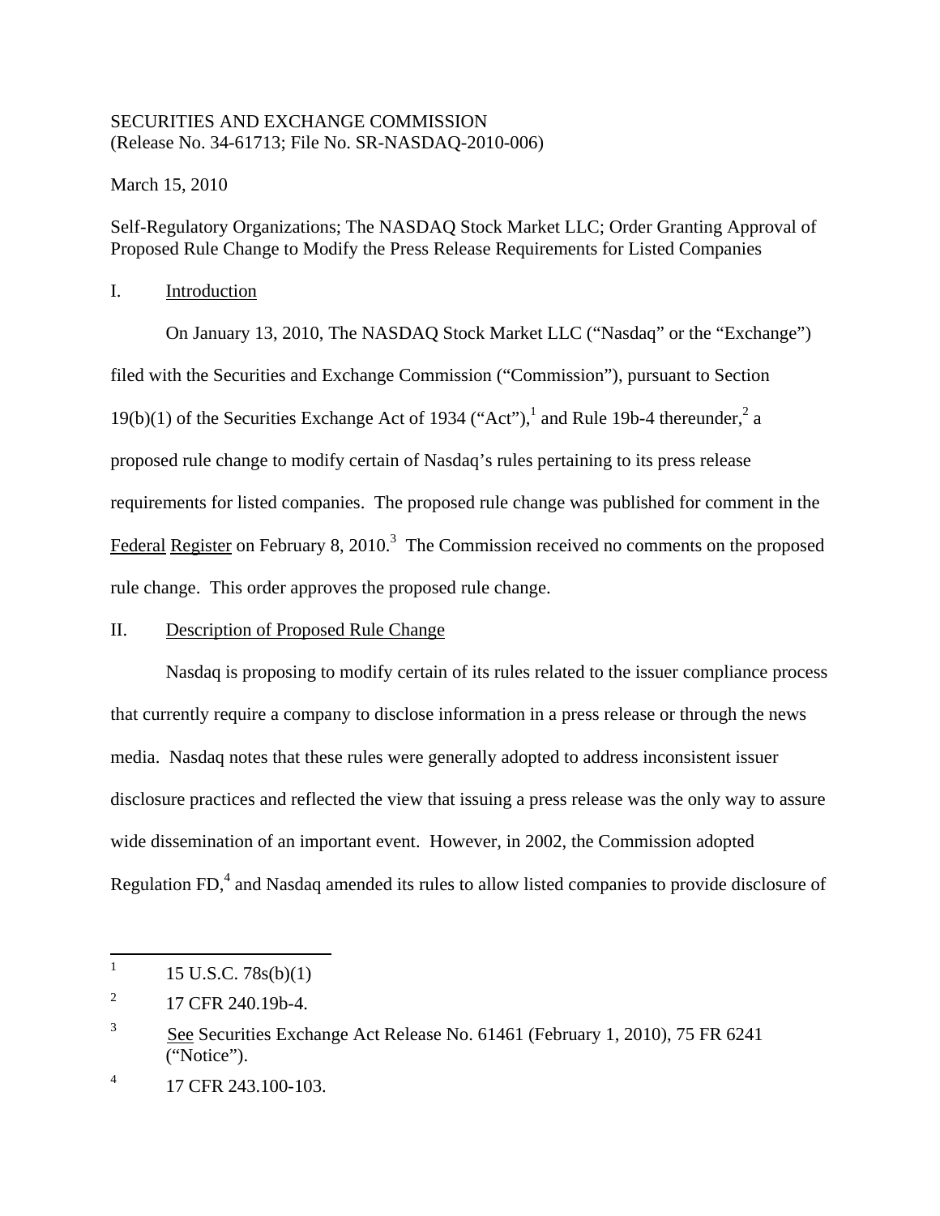SECURITIES AND EXCHANGE COMMISSION
(Release No. 34-61713; File No. SR-NASDAQ-2010-006)

March 15, 2010

Self-Regulatory Organizations; The NASDAQ Stock Market LLC; Order Granting Approval of Proposed Rule Change to Modify the Press Release Requirements for Listed Companies

## I. Introduction

On January 13, 2010, The NASDAQ Stock Market LLC ("Nasdaq" or the "Exchange") filed with the Securities and Exchange Commission ("Commission"), pursuant to Section 19(b)(1) of the Securities Exchange Act of 1934 ("Act"),[1] and Rule 19b-4 thereunder,[2] a proposed rule change to modify certain of Nasdaq's rules pertaining to its press release requirements for listed companies. The proposed rule change was published for comment in the Federal Register on February 8, 2010.[3] The Commission received no comments on the proposed rule change. This order approves the proposed rule change.

## II. Description of Proposed Rule Change

Nasdaq is proposing to modify certain of its rules related to the issuer compliance process that currently require a company to disclose information in a press release or through the news media. Nasdaq notes that these rules were generally adopted to address inconsistent issuer disclosure practices and reflected the view that issuing a press release was the only way to assure wide dissemination of an important event. However, in 2002, the Commission adopted Regulation FD,[4] and Nasdaq amended its rules to allow listed companies to provide disclosure of

---

[1] 15 U.S.C. 78s(b)(1)

[2] 17 CFR 240.19b-4.

[3] See Securities Exchange Act Release No. 61461 (February 1, 2010), 75 FR 6241 ("Notice").

[4] 17 CFR 243.100-103.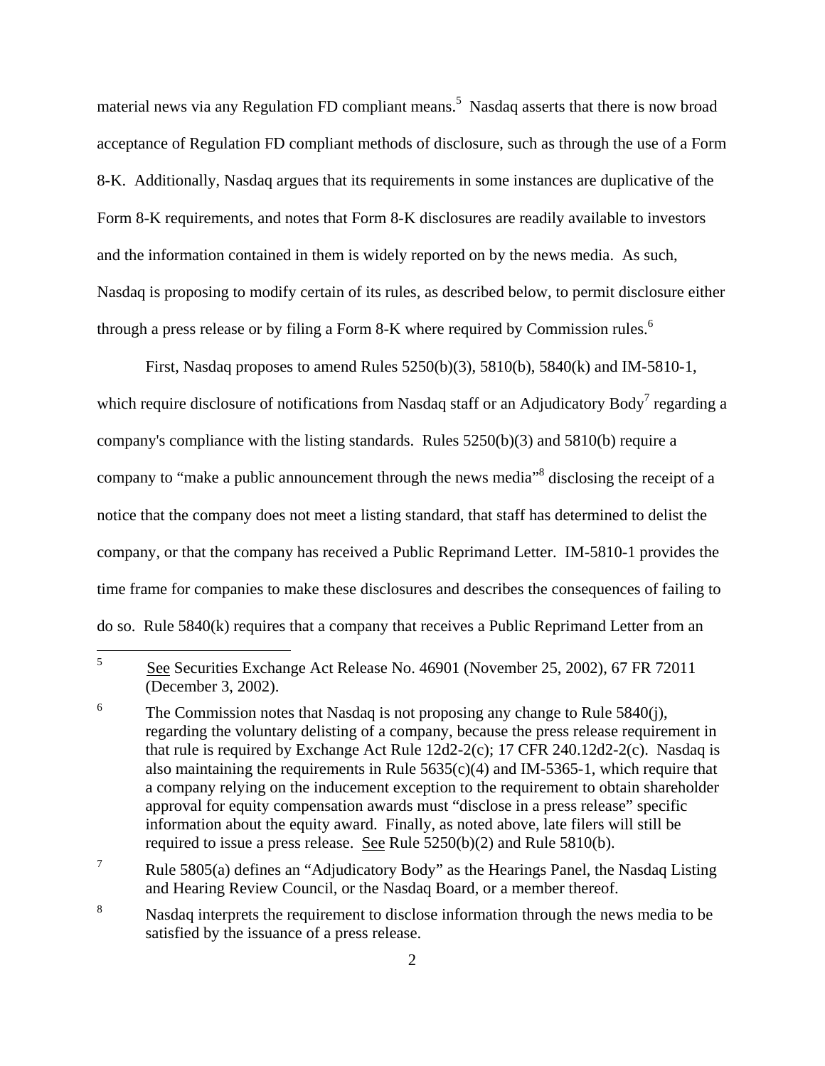material news via any Regulation FD compliant means.[5] Nasdaq asserts that there is now broad acceptance of Regulation FD compliant methods of disclosure, such as through the use of a Form 8-K. Additionally, Nasdaq argues that its requirements in some instances are duplicative of the Form 8-K requirements, and notes that Form 8-K disclosures are readily available to investors and the information contained in them is widely reported on by the news media. As such, Nasdaq is proposing to modify certain of its rules, as described below, to permit disclosure either through a press release or by filing a Form 8-K where required by Commission rules.[6]

First, Nasdaq proposes to amend Rules 5250(b)(3), 5810(b), 5840(k) and IM-5810-1, which require disclosure of notifications from Nasdaq staff or an Adjudicatory Body[7] regarding a company's compliance with the listing standards. Rules 5250(b)(3) and 5810(b) require a company to "make a public announcement through the news media"[8] disclosing the receipt of a notice that the company does not meet a listing standard, that staff has determined to delist the company, or that the company has received a Public Reprimand Letter. IM-5810-1 provides the time frame for companies to make these disclosures and describes the consequences of failing to do so. Rule 5840(k) requires that a company that receives a Public Reprimand Letter from an

---

[5] See Securities Exchange Act Release No. 46901 (November 25, 2002), 67 FR 72011 (December 3, 2002).

[6] The Commission notes that Nasdaq is not proposing any change to Rule 5840(j), regarding the voluntary delisting of a company, because the press release requirement in that rule is required by Exchange Act Rule 12d2-2(c); 17 CFR 240.12d2-2(c). Nasdaq is also maintaining the requirements in Rule 5635(c)(4) and IM-5365-1, which require that a company relying on the inducement exception to the requirement to obtain shareholder approval for equity compensation awards must "disclose in a press release" specific information about the equity award. Finally, as noted above, late filers will still be required to issue a press release. See Rule 5250(b)(2) and Rule 5810(b).

[7] Rule 5805(a) defines an "Adjudicatory Body" as the Hearings Panel, the Nasdaq Listing and Hearing Review Council, or the Nasdaq Board, or a member thereof.

[8] Nasdaq interprets the requirement to disclose information through the news media to be satisfied by the issuance of a press release.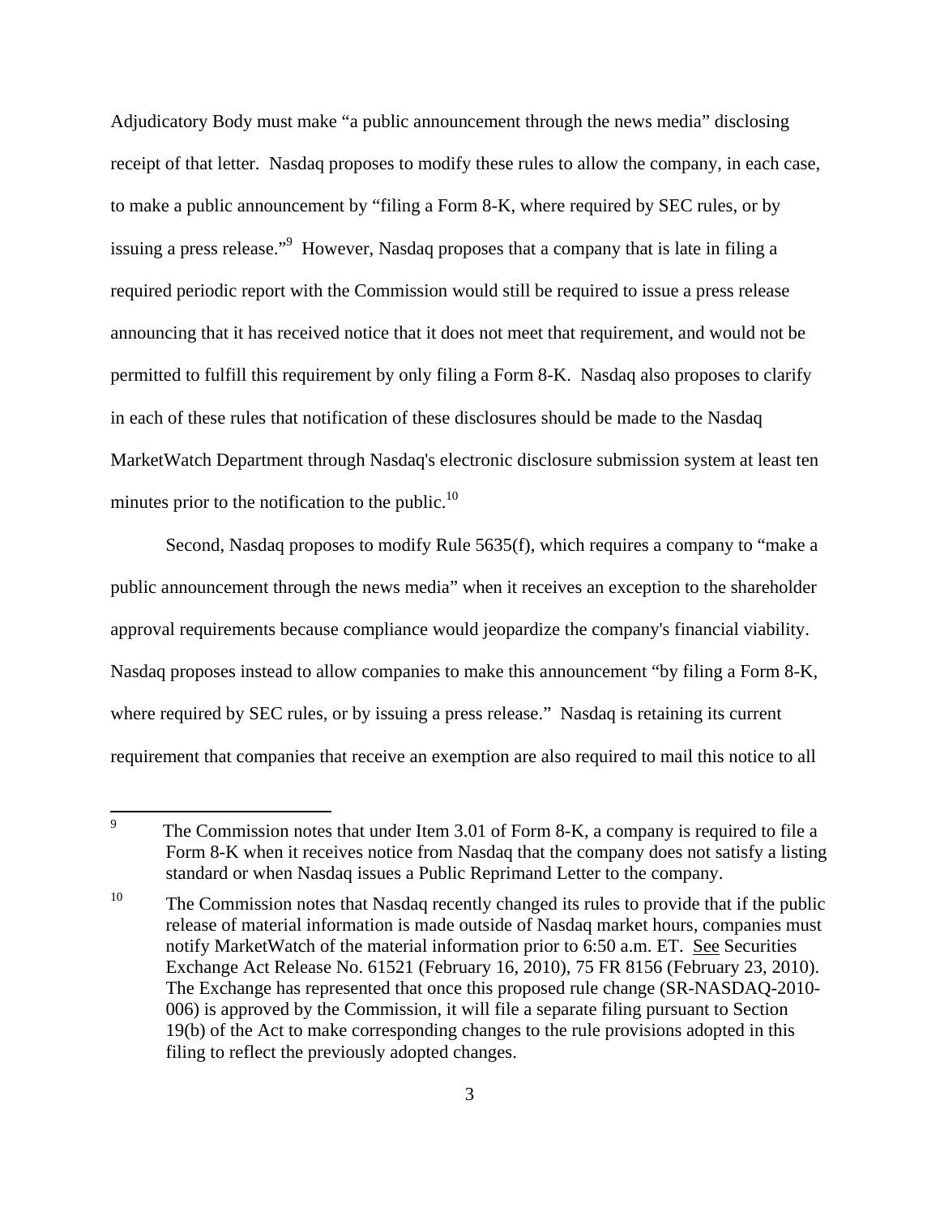Adjudicatory Body must make "a public announcement through the news media" disclosing receipt of that letter. Nasdaq proposes to modify these rules to allow the company, in each case, to make a public announcement by "filing a Form 8-K, where required by SEC rules, or by issuing a press release."[9] However, Nasdaq proposes that a company that is late in filing a required periodic report with the Commission would still be required to issue a press release announcing that it has received notice that it does not meet that requirement, and would not be permitted to fulfill this requirement by only filing a Form 8-K. Nasdaq also proposes to clarify in each of these rules that notification of these disclosures should be made to the Nasdaq MarketWatch Department through Nasdaq's electronic disclosure submission system at least ten minutes prior to the notification to the public.[10]

Second, Nasdaq proposes to modify Rule 5635(f), which requires a company to "make a public announcement through the news media" when it receives an exception to the shareholder approval requirements because compliance would jeopardize the company's financial viability. Nasdaq proposes instead to allow companies to make this announcement "by filing a Form 8-K, where required by SEC rules, or by issuing a press release." Nasdaq is retaining its current requirement that companies that receive an exemption are also required to mail this notice to all

---

[9] The Commission notes that under Item 3.01 of Form 8-K, a company is required to file a Form 8-K when it receives notice from Nasdaq that the company does not satisfy a listing standard or when Nasdaq issues a Public Reprimand Letter to the company.

[10] The Commission notes that Nasdaq recently changed its rules to provide that if the public release of material information is made outside of Nasdaq market hours, companies must notify MarketWatch of the material information prior to 6:50 a.m. ET. See Securities Exchange Act Release No. 61521 (February 16, 2010), 75 FR 8156 (February 23, 2010). The Exchange has represented that once this proposed rule change (SR-NASDAQ-2010-006) is approved by the Commission, it will file a separate filing pursuant to Section 19(b) of the Act to make corresponding changes to the rule provisions adopted in this filing to reflect the previously adopted changes.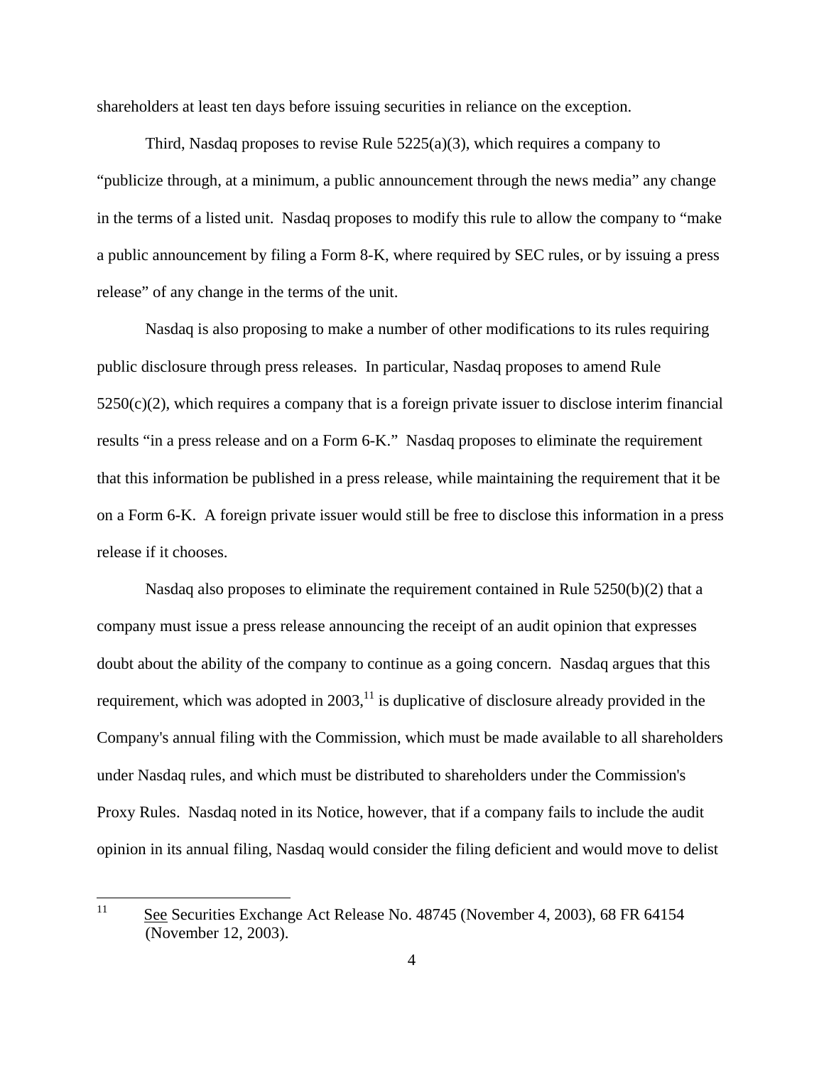shareholders at least ten days before issuing securities in reliance on the exception.

Third, Nasdaq proposes to revise Rule 5225(a)(3), which requires a company to "publicize through, at a minimum, a public announcement through the news media" any change in the terms of a listed unit. Nasdaq proposes to modify this rule to allow the company to "make a public announcement by filing a Form 8-K, where required by SEC rules, or by issuing a press release" of any change in the terms of the unit.

Nasdaq is also proposing to make a number of other modifications to its rules requiring public disclosure through press releases. In particular, Nasdaq proposes to amend Rule 5250(c)(2), which requires a company that is a foreign private issuer to disclose interim financial results "in a press release and on a Form 6-K." Nasdaq proposes to eliminate the requirement that this information be published in a press release, while maintaining the requirement that it be on a Form 6-K. A foreign private issuer would still be free to disclose this information in a press release if it chooses.

Nasdaq also proposes to eliminate the requirement contained in Rule 5250(b)(2) that a company must issue a press release announcing the receipt of an audit opinion that expresses doubt about the ability of the company to continue as a going concern. Nasdaq argues that this requirement, which was adopted in 2003,[11] is duplicative of disclosure already provided in the Company's annual filing with the Commission, which must be made available to all shareholders under Nasdaq rules, and which must be distributed to shareholders under the Commission's Proxy Rules. Nasdaq noted in its Notice, however, that if a company fails to include the audit opinion in its annual filing, Nasdaq would consider the filing deficient and would move to delist

---

[11] See Securities Exchange Act Release No. 48745 (November 4, 2003), 68 FR 64154 (November 12, 2003).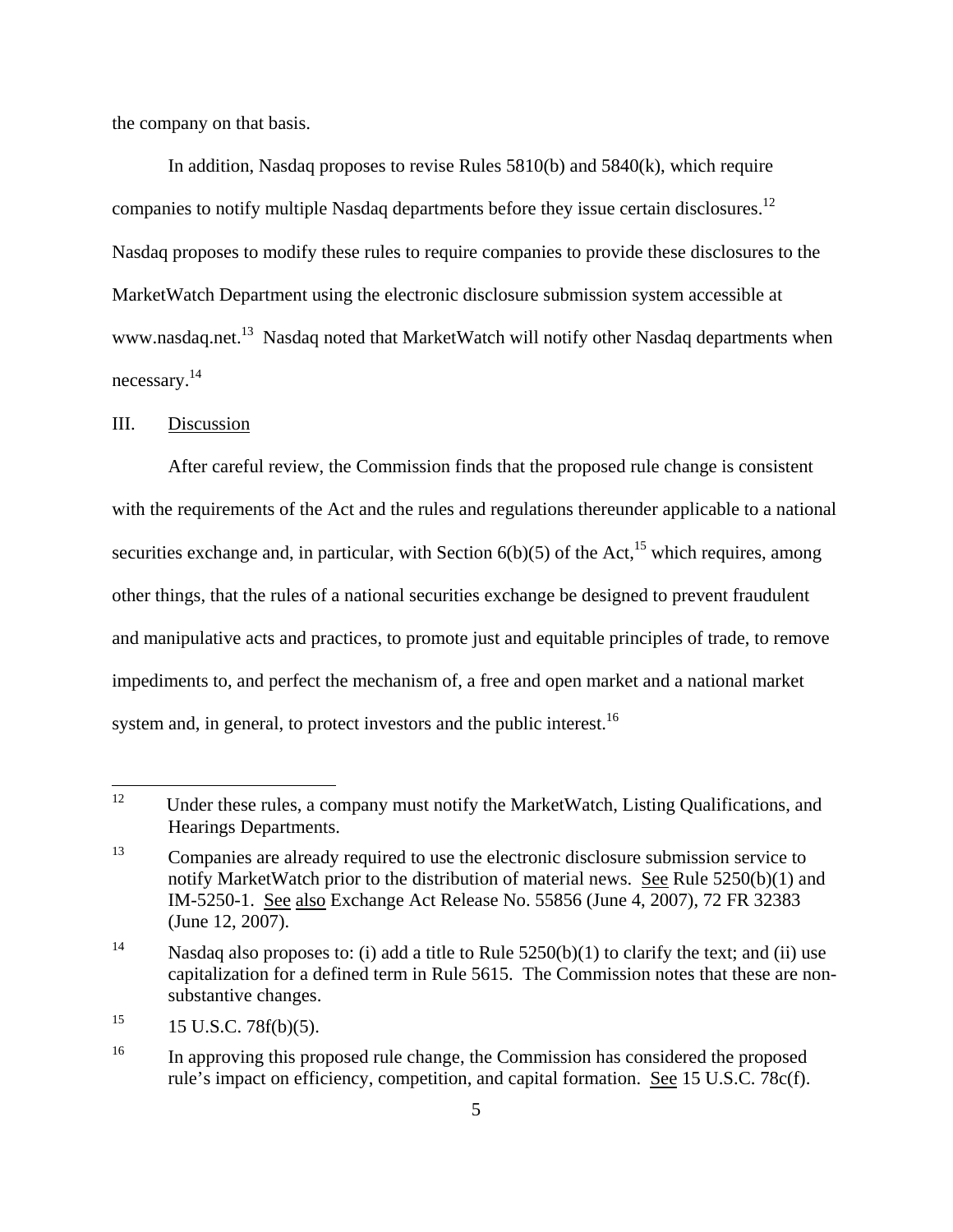the company on that basis.

In addition, Nasdaq proposes to revise Rules 5810(b) and 5840(k), which require companies to notify multiple Nasdaq departments before they issue certain disclosures.[12] Nasdaq proposes to modify these rules to require companies to provide these disclosures to the MarketWatch Department using the electronic disclosure submission system accessible at www.nasdaq.net.[13] Nasdaq noted that MarketWatch will notify other Nasdaq departments when necessary.[14]

## III. Discussion

After careful review, the Commission finds that the proposed rule change is consistent with the requirements of the Act and the rules and regulations thereunder applicable to a national securities exchange and, in particular, with Section 6(b)(5) of the Act,[15] which requires, among other things, that the rules of a national securities exchange be designed to prevent fraudulent and manipulative acts and practices, to promote just and equitable principles of trade, to remove impediments to, and perfect the mechanism of, a free and open market and a national market system and, in general, to protect investors and the public interest.[16]

---

[12] Under these rules, a company must notify the MarketWatch, Listing Qualifications, and Hearings Departments.

[13] Companies are already required to use the electronic disclosure submission service to notify MarketWatch prior to the distribution of material news. See Rule 5250(b)(1) and IM-5250-1. See also Exchange Act Release No. 55856 (June 4, 2007), 72 FR 32383 (June 12, 2007).

[14] Nasdaq also proposes to: (i) add a title to Rule 5250(b)(1) to clarify the text; and (ii) use capitalization for a defined term in Rule 5615. The Commission notes that these are non-substantive changes.

[15] 15 U.S.C. 78f(b)(5).

[16] In approving this proposed rule change, the Commission has considered the proposed rule's impact on efficiency, competition, and capital formation. See 15 U.S.C. 78c(f).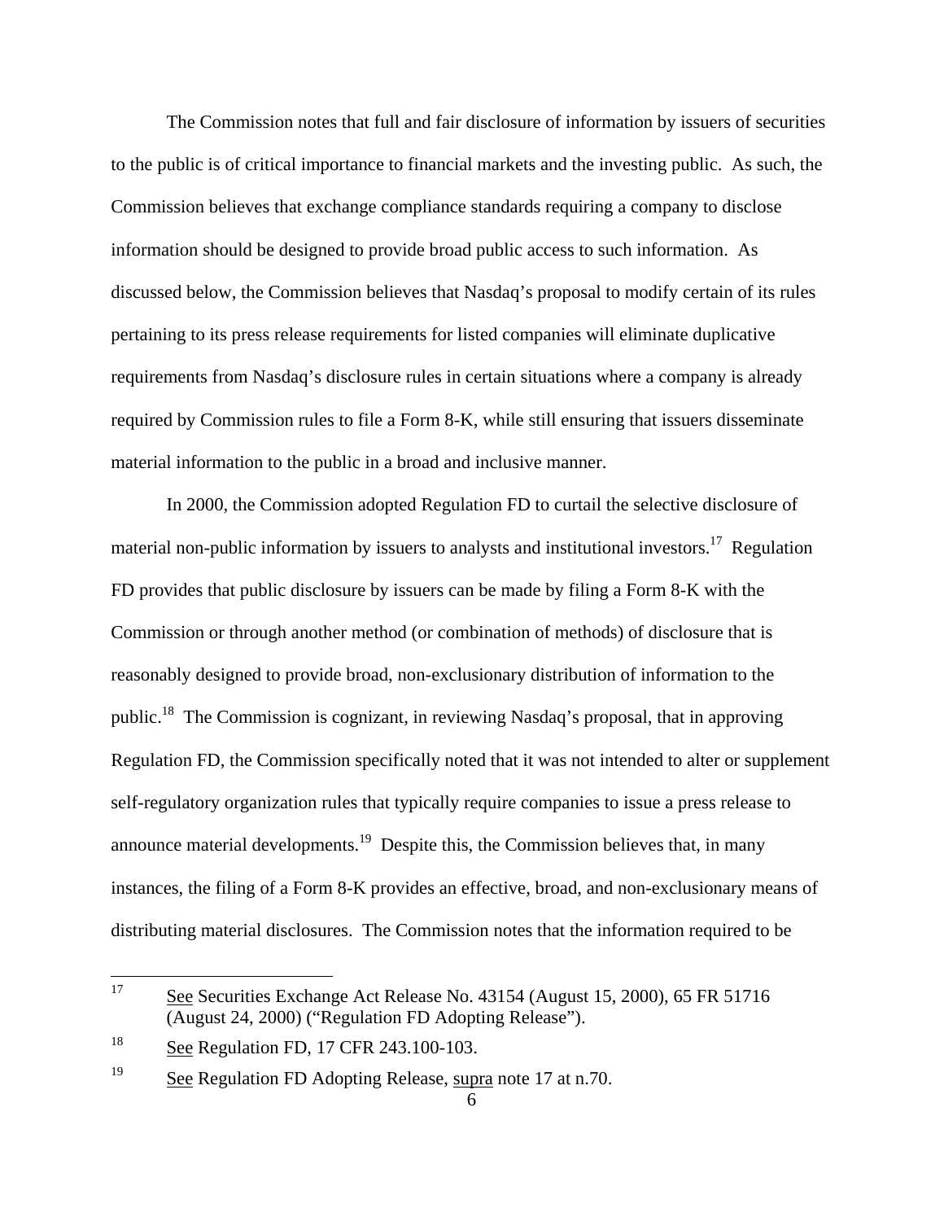The Commission notes that full and fair disclosure of information by issuers of securities to the public is of critical importance to financial markets and the investing public. As such, the Commission believes that exchange compliance standards requiring a company to disclose information should be designed to provide broad public access to such information. As discussed below, the Commission believes that Nasdaq's proposal to modify certain of its rules pertaining to its press release requirements for listed companies will eliminate duplicative requirements from Nasdaq's disclosure rules in certain situations where a company is already required by Commission rules to file a Form 8-K, while still ensuring that issuers disseminate material information to the public in a broad and inclusive manner.

In 2000, the Commission adopted Regulation FD to curtail the selective disclosure of material non-public information by issuers to analysts and institutional investors.[17] Regulation FD provides that public disclosure by issuers can be made by filing a Form 8-K with the Commission or through another method (or combination of methods) of disclosure that is reasonably designed to provide broad, non-exclusionary distribution of information to the public.[18] The Commission is cognizant, in reviewing Nasdaq's proposal, that in approving Regulation FD, the Commission specifically noted that it was not intended to alter or supplement self-regulatory organization rules that typically require companies to issue a press release to announce material developments.[19] Despite this, the Commission believes that, in many instances, the filing of a Form 8-K provides an effective, broad, and non-exclusionary means of distributing material disclosures. The Commission notes that the information required to be

---

[17] See Securities Exchange Act Release No. 43154 (August 15, 2000), 65 FR 51716 (August 24, 2000) ("Regulation FD Adopting Release").

[18] See Regulation FD, 17 CFR 243.100-103.

[19] See Regulation FD Adopting Release, supra note 17 at n.70.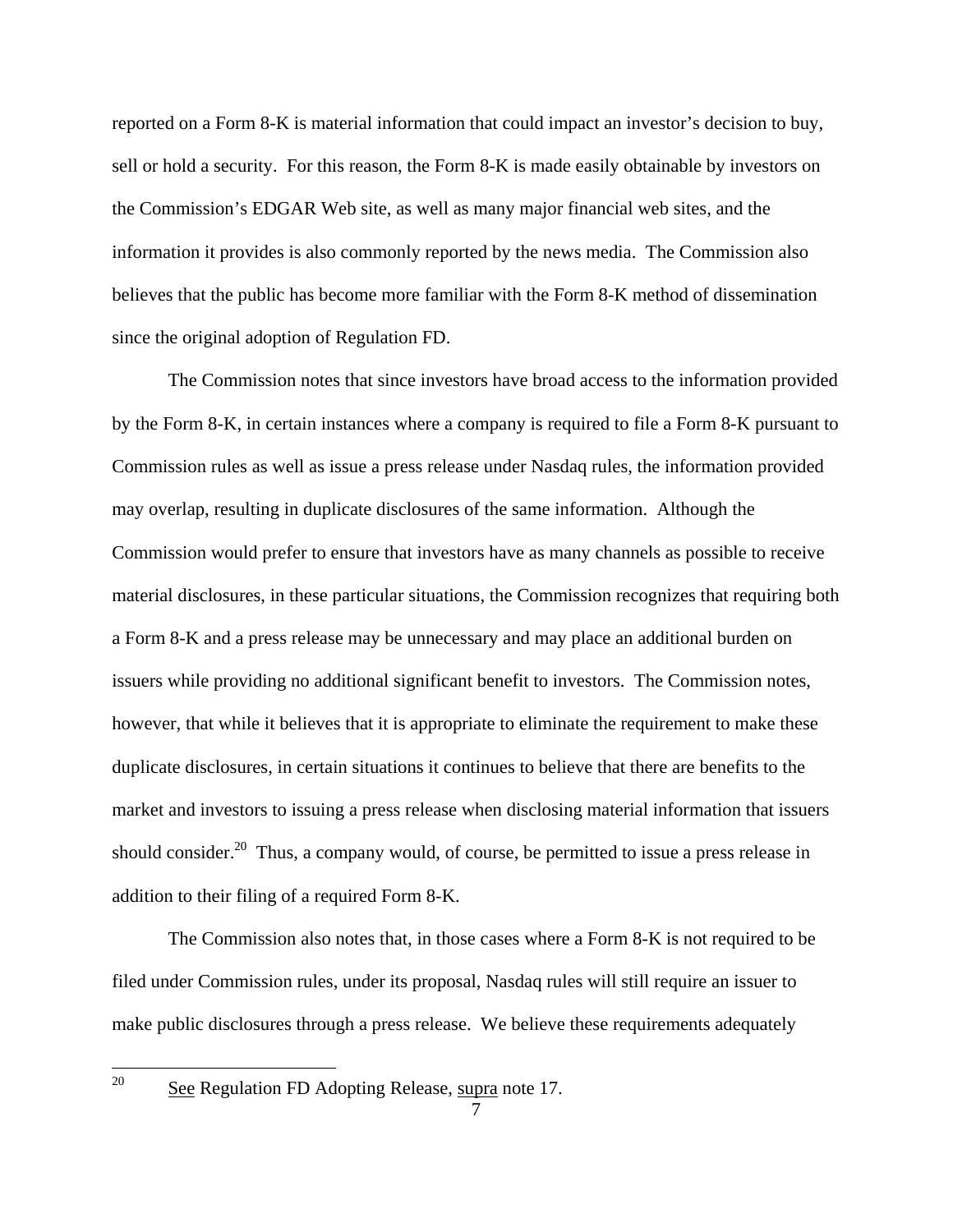reported on a Form 8-K is material information that could impact an investor's decision to buy, sell or hold a security. For this reason, the Form 8-K is made easily obtainable by investors on the Commission's EDGAR Web site, as well as many major financial web sites, and the information it provides is also commonly reported by the news media. The Commission also believes that the public has become more familiar with the Form 8-K method of dissemination since the original adoption of Regulation FD.

The Commission notes that since investors have broad access to the information provided by the Form 8-K, in certain instances where a company is required to file a Form 8-K pursuant to Commission rules as well as issue a press release under Nasdaq rules, the information provided may overlap, resulting in duplicate disclosures of the same information. Although the Commission would prefer to ensure that investors have as many channels as possible to receive material disclosures, in these particular situations, the Commission recognizes that requiring both a Form 8-K and a press release may be unnecessary and may place an additional burden on issuers while providing no additional significant benefit to investors. The Commission notes, however, that while it believes that it is appropriate to eliminate the requirement to make these duplicate disclosures, in certain situations it continues to believe that there are benefits to the market and investors to issuing a press release when disclosing material information that issuers should consider.[20] Thus, a company would, of course, be permitted to issue a press release in addition to their filing of a required Form 8-K.

The Commission also notes that, in those cases where a Form 8-K is not required to be filed under Commission rules, under its proposal, Nasdaq rules will still require an issuer to make public disclosures through a press release. We believe these requirements adequately

[20] See Regulation FD Adopting Release, supra note 17.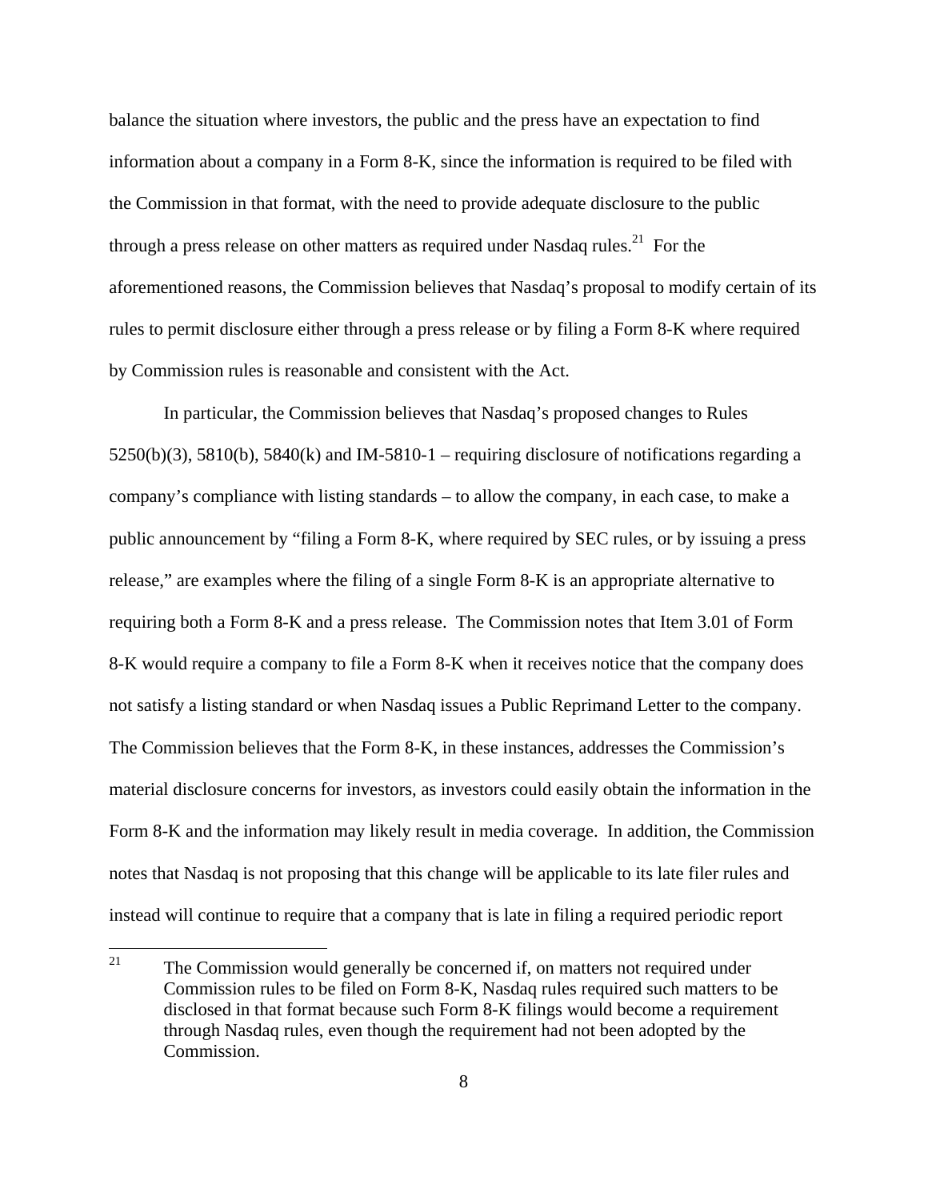balance the situation where investors, the public and the press have an expectation to find information about a company in a Form 8-K, since the information is required to be filed with the Commission in that format, with the need to provide adequate disclosure to the public through a press release on other matters as required under Nasdaq rules.[21] For the aforementioned reasons, the Commission believes that Nasdaq's proposal to modify certain of its rules to permit disclosure either through a press release or by filing a Form 8-K where required by Commission rules is reasonable and consistent with the Act.

In particular, the Commission believes that Nasdaq's proposed changes to Rules 5250(b)(3), 5810(b), 5840(k) and IM-5810-1 – requiring disclosure of notifications regarding a company's compliance with listing standards – to allow the company, in each case, to make a public announcement by "filing a Form 8-K, where required by SEC rules, or by issuing a press release," are examples where the filing of a single Form 8-K is an appropriate alternative to requiring both a Form 8-K and a press release. The Commission notes that Item 3.01 of Form 8-K would require a company to file a Form 8-K when it receives notice that the company does not satisfy a listing standard or when Nasdaq issues a Public Reprimand Letter to the company. The Commission believes that the Form 8-K, in these instances, addresses the Commission's material disclosure concerns for investors, as investors could easily obtain the information in the Form 8-K and the information may likely result in media coverage. In addition, the Commission notes that Nasdaq is not proposing that this change will be applicable to its late filer rules and instead will continue to require that a company that is late in filing a required periodic report

---

[21] The Commission would generally be concerned if, on matters not required under Commission rules to be filed on Form 8-K, Nasdaq rules required such matters to be disclosed in that format because such Form 8-K filings would become a requirement through Nasdaq rules, even though the requirement had not been adopted by the Commission.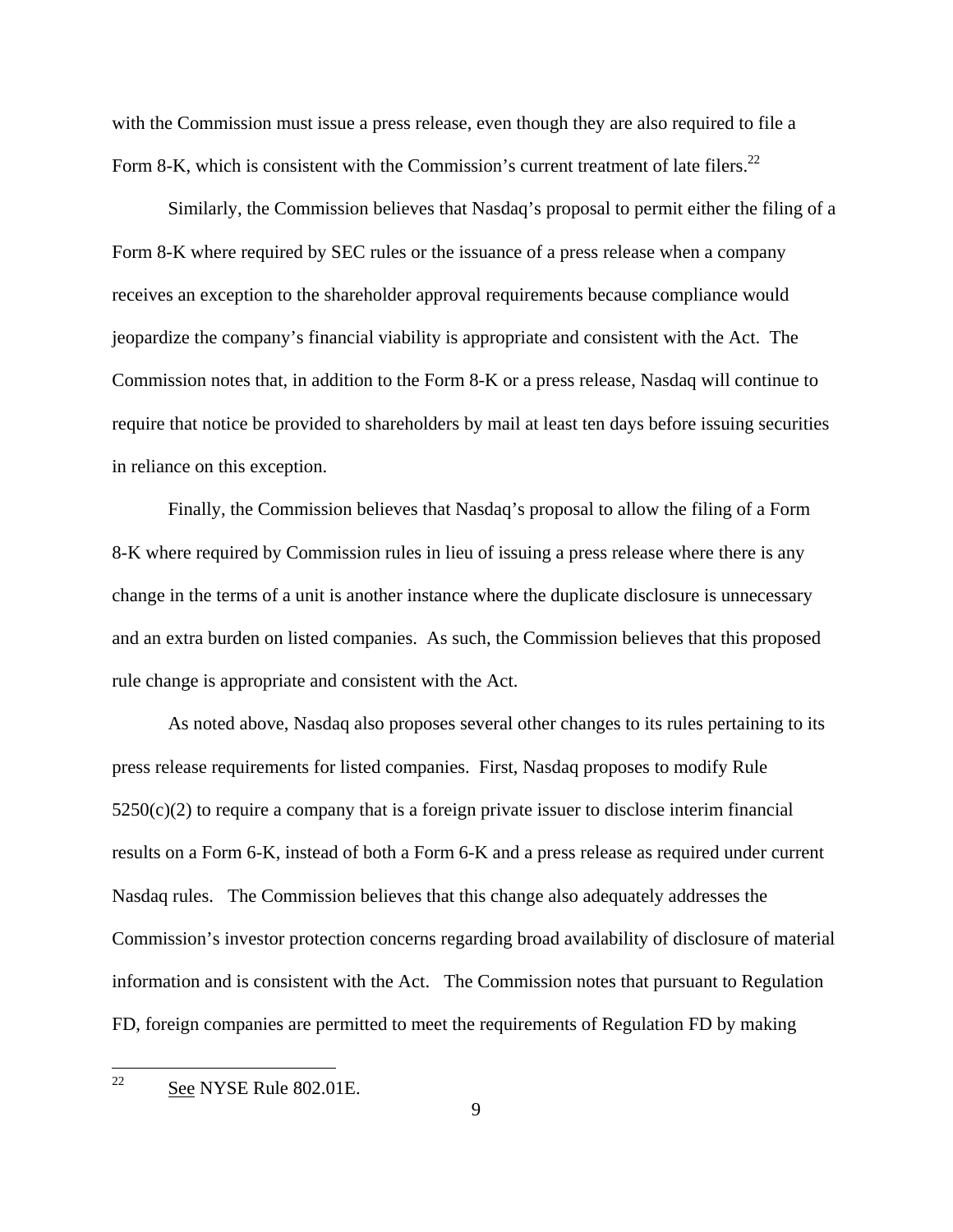with the Commission must issue a press release, even though they are also required to file a Form 8-K, which is consistent with the Commission's current treatment of late filers.[22]

Similarly, the Commission believes that Nasdaq's proposal to permit either the filing of a Form 8-K where required by SEC rules or the issuance of a press release when a company receives an exception to the shareholder approval requirements because compliance would jeopardize the company's financial viability is appropriate and consistent with the Act. The Commission notes that, in addition to the Form 8-K or a press release, Nasdaq will continue to require that notice be provided to shareholders by mail at least ten days before issuing securities in reliance on this exception.

Finally, the Commission believes that Nasdaq's proposal to allow the filing of a Form 8-K where required by Commission rules in lieu of issuing a press release where there is any change in the terms of a unit is another instance where the duplicate disclosure is unnecessary and an extra burden on listed companies. As such, the Commission believes that this proposed rule change is appropriate and consistent with the Act.

As noted above, Nasdaq also proposes several other changes to its rules pertaining to its press release requirements for listed companies. First, Nasdaq proposes to modify Rule 5250(c)(2) to require a company that is a foreign private issuer to disclose interim financial results on a Form 6-K, instead of both a Form 6-K and a press release as required under current Nasdaq rules. The Commission believes that this change also adequately addresses the Commission's investor protection concerns regarding broad availability of disclosure of material information and is consistent with the Act. The Commission notes that pursuant to Regulation FD, foreign companies are permitted to meet the requirements of Regulation FD by making

---

[22] See NYSE Rule 802.01E.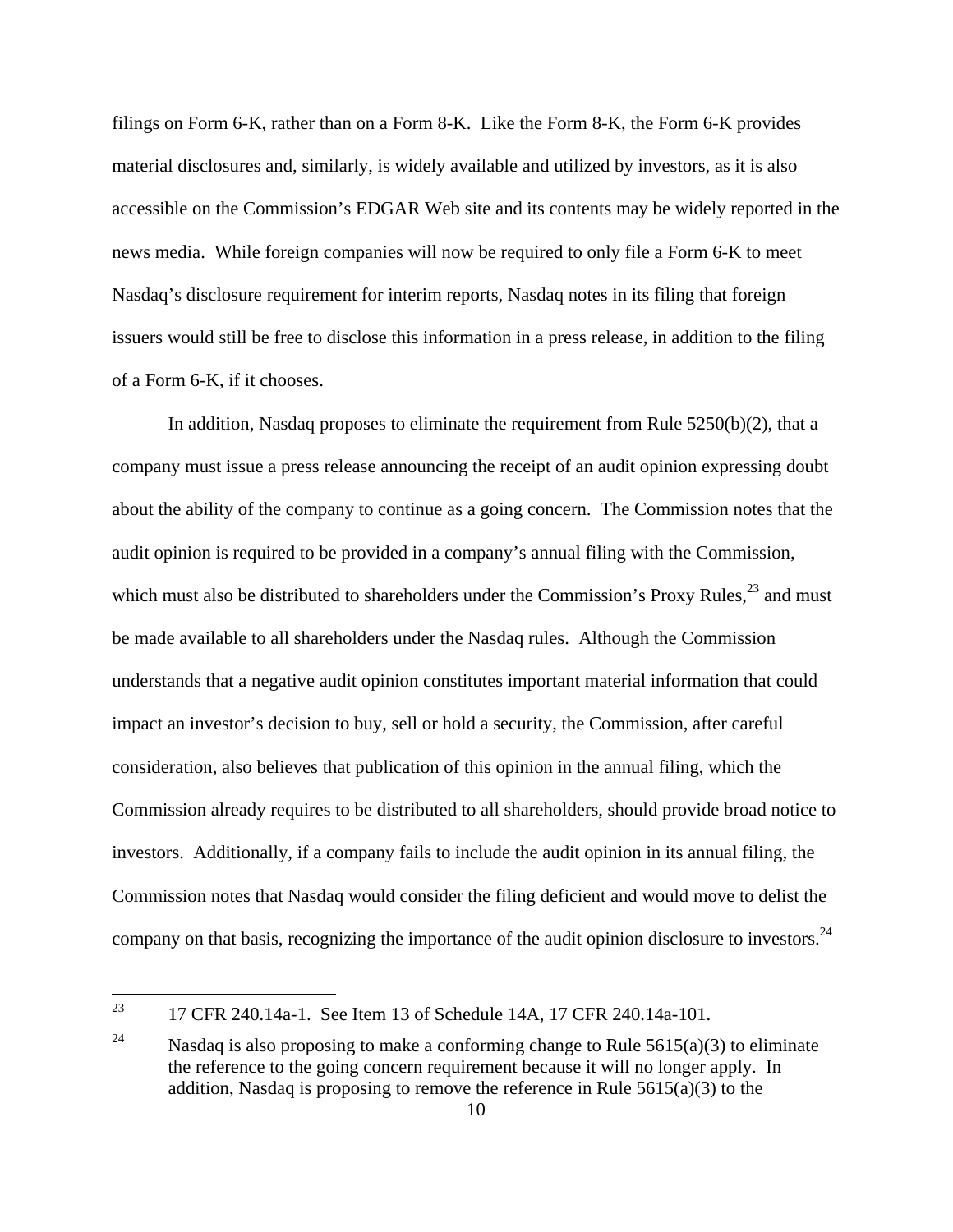filings on Form 6-K, rather than on a Form 8-K. Like the Form 8-K, the Form 6-K provides material disclosures and, similarly, is widely available and utilized by investors, as it is also accessible on the Commission's EDGAR Web site and its contents may be widely reported in the news media. While foreign companies will now be required to only file a Form 6-K to meet Nasdaq's disclosure requirement for interim reports, Nasdaq notes in its filing that foreign issuers would still be free to disclose this information in a press release, in addition to the filing of a Form 6-K, if it chooses.

In addition, Nasdaq proposes to eliminate the requirement from Rule 5250(b)(2), that a company must issue a press release announcing the receipt of an audit opinion expressing doubt about the ability of the company to continue as a going concern. The Commission notes that the audit opinion is required to be provided in a company's annual filing with the Commission, which must also be distributed to shareholders under the Commission's Proxy Rules,[23] and must be made available to all shareholders under the Nasdaq rules. Although the Commission understands that a negative audit opinion constitutes important material information that could impact an investor's decision to buy, sell or hold a security, the Commission, after careful consideration, also believes that publication of this opinion in the annual filing, which the Commission already requires to be distributed to all shareholders, should provide broad notice to investors. Additionally, if a company fails to include the audit opinion in its annual filing, the Commission notes that Nasdaq would consider the filing deficient and would move to delist the company on that basis, recognizing the importance of the audit opinion disclosure to investors.[24]

---

[23] 17 CFR 240.14a-1. See Item 13 of Schedule 14A, 17 CFR 240.14a-101.

[24] Nasdaq is also proposing to make a conforming change to Rule 5615(a)(3) to eliminate the reference to the going concern requirement because it will no longer apply. In addition, Nasdaq is proposing to remove the reference in Rule 5615(a)(3) to the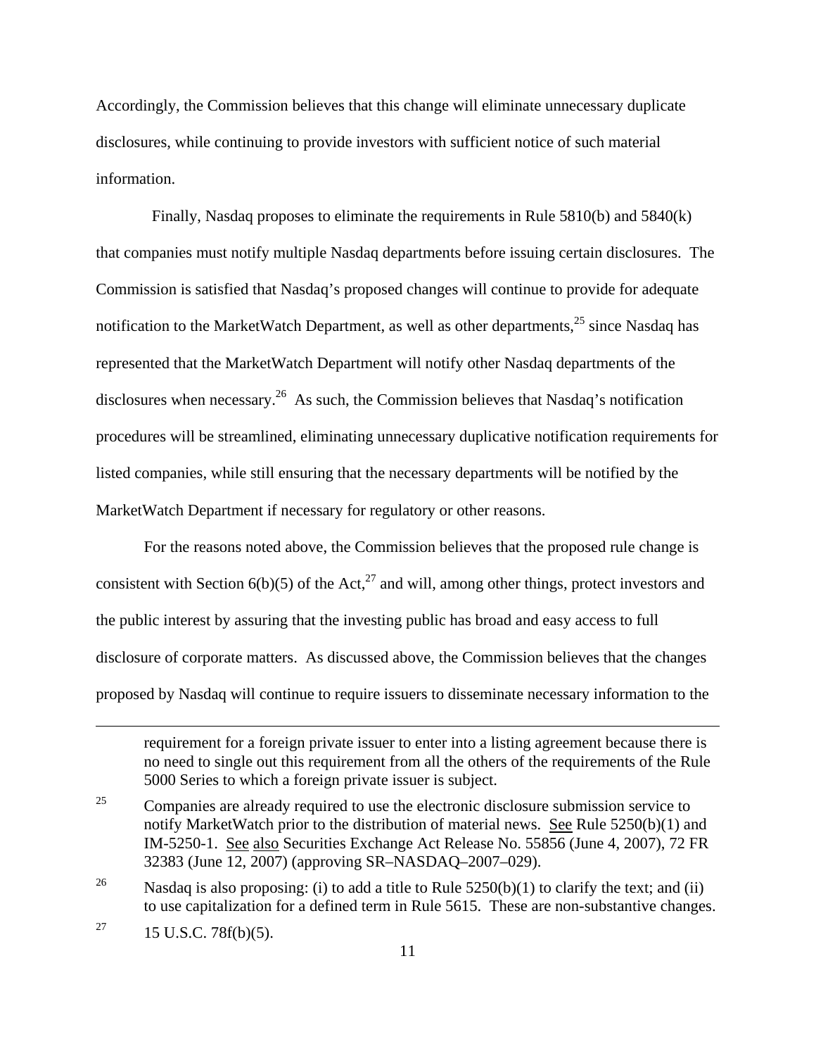Accordingly, the Commission believes that this change will eliminate unnecessary duplicate disclosures, while continuing to provide investors with sufficient notice of such material information.

Finally, Nasdaq proposes to eliminate the requirements in Rule 5810(b) and 5840(k) that companies must notify multiple Nasdaq departments before issuing certain disclosures. The Commission is satisfied that Nasdaq's proposed changes will continue to provide for adequate notification to the MarketWatch Department, as well as other departments,[25] since Nasdaq has represented that the MarketWatch Department will notify other Nasdaq departments of the disclosures when necessary.[26] As such, the Commission believes that Nasdaq's notification procedures will be streamlined, eliminating unnecessary duplicative notification requirements for listed companies, while still ensuring that the necessary departments will be notified by the MarketWatch Department if necessary for regulatory or other reasons.

For the reasons noted above, the Commission believes that the proposed rule change is consistent with Section 6(b)(5) of the Act,[27] and will, among other things, protect investors and the public interest by assuring that the investing public has broad and easy access to full disclosure of corporate matters. As discussed above, the Commission believes that the changes proposed by Nasdaq will continue to require issuers to disseminate necessary information to the

---

requirement for a foreign private issuer to enter into a listing agreement because there is no need to single out this requirement from all the others of the requirements of the Rule 5000 Series to which a foreign private issuer is subject.

[25] Companies are already required to use the electronic disclosure submission service to notify MarketWatch prior to the distribution of material news. See Rule 5250(b)(1) and IM-5250-1. See also Securities Exchange Act Release No. 55856 (June 4, 2007), 72 FR 32383 (June 12, 2007) (approving SR–NASDAQ–2007–029).

[26] Nasdaq is also proposing: (i) to add a title to Rule 5250(b)(1) to clarify the text; and (ii) to use capitalization for a defined term in Rule 5615. These are non-substantive changes.

[27] 15 U.S.C. 78f(b)(5).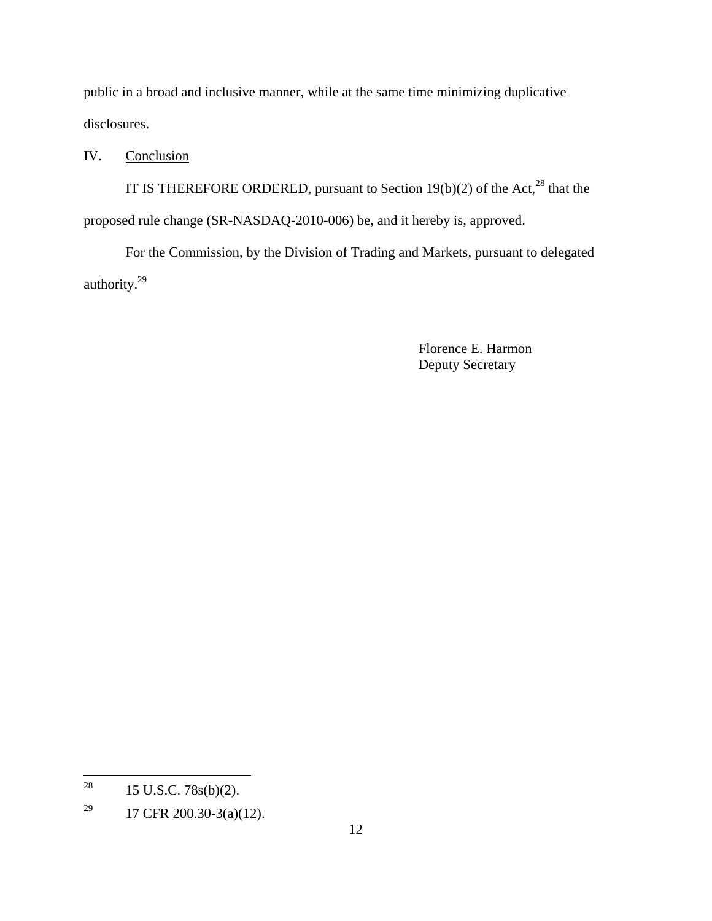public in a broad and inclusive manner, while at the same time minimizing duplicative disclosures.

## IV. Conclusion

IT IS THEREFORE ORDERED, pursuant to Section 19(b)(2) of the Act,[28] that the proposed rule change (SR-NASDAQ-2010-006) be, and it hereby is, approved.

For the Commission, by the Division of Trading and Markets, pursuant to delegated authority.[29]

Florence E. Harmon
Deputy Secretary

---

[28] 15 U.S.C. 78s(b)(2).

[29] 17 CFR 200.30-3(a)(12).